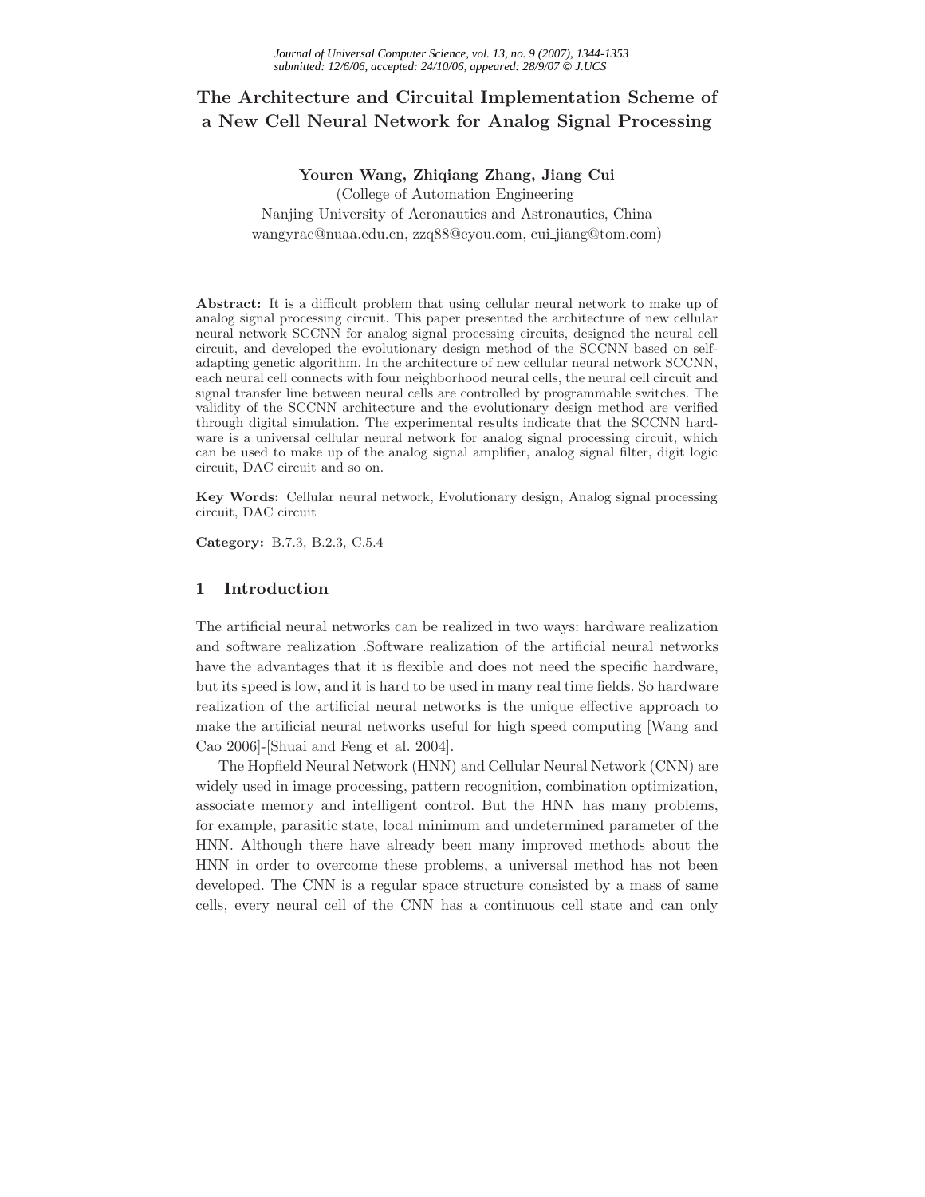# The Architecture and Circuital Implementation Scheme of a New Cell Neural Network for Analog Signal Processing

**Youren Wang, Zhiqiang Zhang, Jiang Cui**
(College of Automation Engineering
Nanjing University of Aeronautics and Astronautics, China
wangyrac@nuaa.edu.cn, zzq88@eyou.com, cui_jiang@tom.com)

**Abstract:** It is a difficult problem that using cellular neural network to make up of analog signal processing circuit. This paper presented the architecture of new cellular neural network SCCNN for analog signal processing circuits, designed the neural cell circuit, and developed the evolutionary design method of the SCCNN based on self-adapting genetic algorithm. In the architecture of new cellular neural network SCCNN, each neural cell connects with four neighborhood neural cells, the neural cell circuit and signal transfer line between neural cells are controlled by programmable switches. The validity of the SCCNN architecture and the evolutionary design method are verified through digital simulation. The experimental results indicate that the SCCNN hardware is a universal cellular neural network for analog signal processing circuit, which can be used to make up of the analog signal amplifier, analog signal filter, digit logic circuit, DAC circuit and so on.

**Key Words:** Cellular neural network, Evolutionary design, Analog signal processing circuit, DAC circuit

**Category:** B.7.3, B.2.3, C.5.4

## 1 Introduction

The artificial neural networks can be realized in two ways: hardware realization and software realization .Software realization of the artificial neural networks have the advantages that it is flexible and does not need the specific hardware, but its speed is low, and it is hard to be used in many real time fields. So hardware realization of the artificial neural networks is the unique effective approach to make the artificial neural networks useful for high speed computing [Wang and Cao 2006]-[Shuai and Feng et al. 2004].

The Hopfield Neural Network (HNN) and Cellular Neural Network (CNN) are widely used in image processing, pattern recognition, combination optimization, associate memory and intelligent control. But the HNN has many problems, for example, parasitic state, local minimum and undetermined parameter of the HNN. Although there have already been many improved methods about the HNN in order to overcome these problems, a universal method has not been developed. The CNN is a regular space structure consisted by a mass of same cells, every neural cell of the CNN has a continuous cell state and can only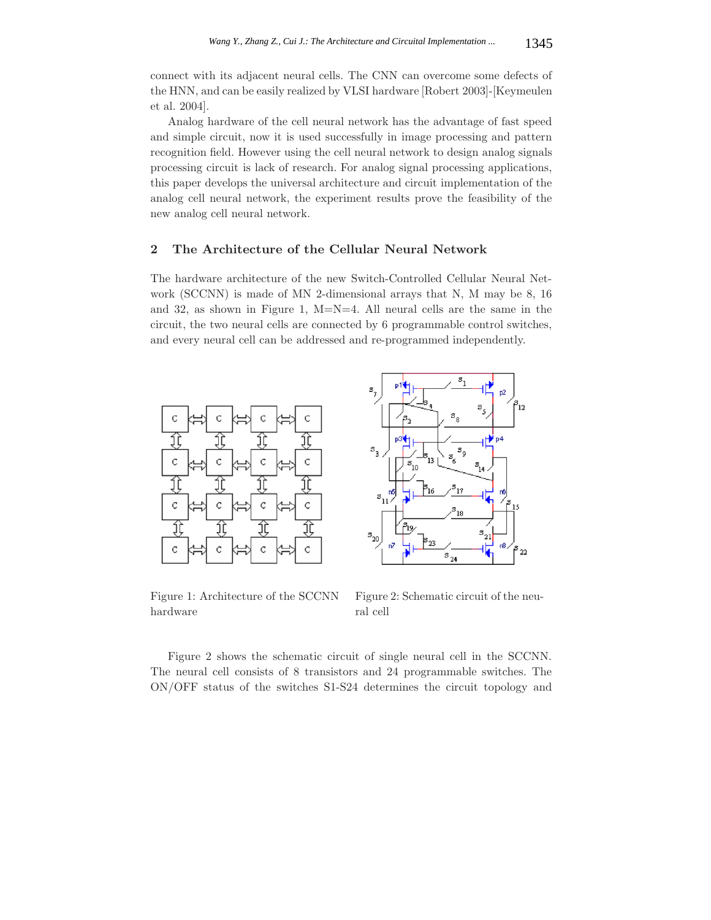connect with its adjacent neural cells. The CNN can overcome some defects of the HNN, and can be easily realized by VLSI hardware [Robert 2003]-[Keymeulen et al. 2004].

Analog hardware of the cell neural network has the advantage of fast speed and simple circuit, now it is used successfully in image processing and pattern recognition field. However using the cell neural network to design analog signals processing circuit is lack of research. For analog signal processing applications, this paper develops the universal architecture and circuit implementation of the analog cell neural network, the experiment results prove the feasibility of the new analog cell neural network.

## 2 The Architecture of the Cellular Neural Network

The hardware architecture of the new Switch-Controlled Cellular Neural Network (SCCNN) is made of MN 2-dimensional arrays that N, M may be 8, 16 and 32, as shown in Figure 1, M=N=4. All neural cells are the same in the circuit, the two neural cells are connected by 6 programmable control switches, and every neural cell can be addressed and re-programmed independently.

Figure 1: Architecture of the SCCNN hardware

Figure 2: Schematic circuit of the neural cell

Figure 2 shows the schematic circuit of single neural cell in the SCCNN. The neural cell consists of 8 transistors and 24 programmable switches. The ON/OFF status of the switches S1-S24 determines the circuit topology and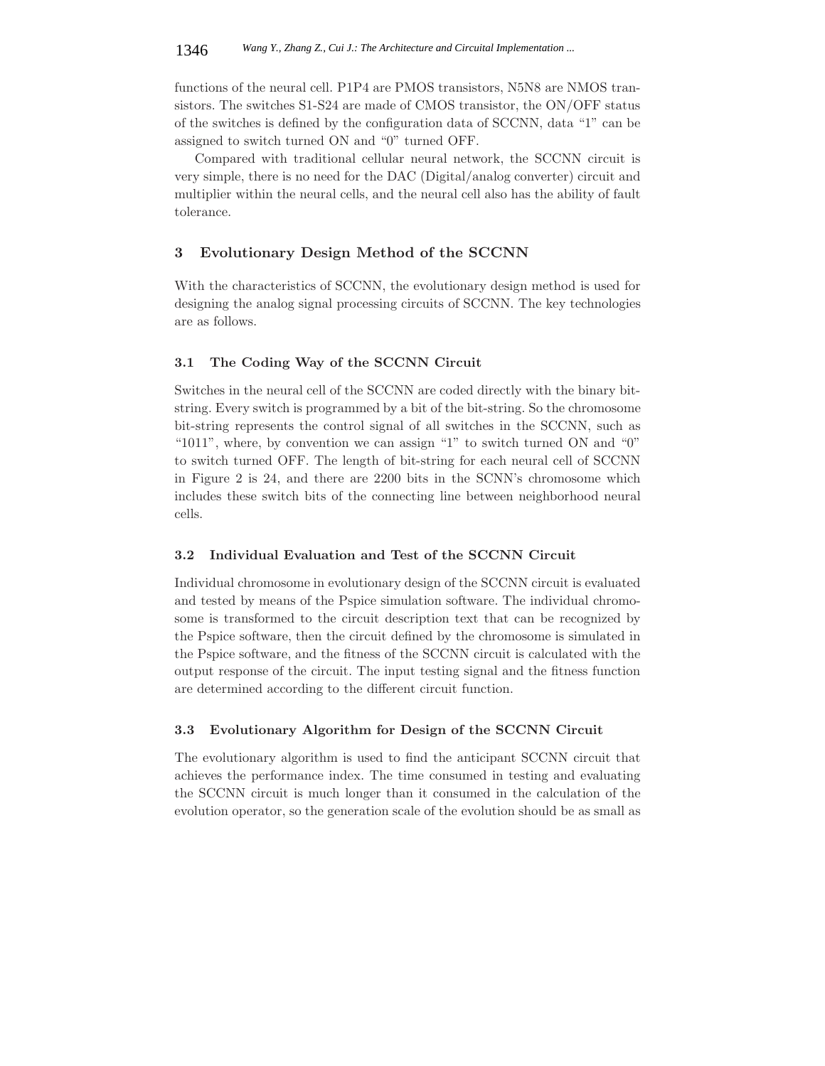functions of the neural cell. P1P4 are PMOS transistors, N5N8 are NMOS transistors. The switches S1-S24 are made of CMOS transistor, the ON/OFF status of the switches is defined by the configuration data of SCCNN, data "1" can be assigned to switch turned ON and "0" turned OFF.

Compared with traditional cellular neural network, the SCCNN circuit is very simple, there is no need for the DAC (Digital/analog converter) circuit and multiplier within the neural cells, and the neural cell also has the ability of fault tolerance.

## 3 Evolutionary Design Method of the SCCNN

With the characteristics of SCCNN, the evolutionary design method is used for designing the analog signal processing circuits of SCCNN. The key technologies are as follows.

### 3.1 The Coding Way of the SCCNN Circuit

Switches in the neural cell of the SCCNN are coded directly with the binary bit-string. Every switch is programmed by a bit of the bit-string. So the chromosome bit-string represents the control signal of all switches in the SCCNN, such as "1011", where, by convention we can assign "1" to switch turned ON and "0" to switch turned OFF. The length of bit-string for each neural cell of SCCNN in Figure 2 is 24, and there are 2200 bits in the SCNN's chromosome which includes these switch bits of the connecting line between neighborhood neural cells.

### 3.2 Individual Evaluation and Test of the SCCNN Circuit

Individual chromosome in evolutionary design of the SCCNN circuit is evaluated and tested by means of the Pspice simulation software. The individual chromosome is transformed to the circuit description text that can be recognized by the Pspice software, then the circuit defined by the chromosome is simulated in the Pspice software, and the fitness of the SCCNN circuit is calculated with the output response of the circuit. The input testing signal and the fitness function are determined according to the different circuit function.

### 3.3 Evolutionary Algorithm for Design of the SCCNN Circuit

The evolutionary algorithm is used to find the anticipant SCCNN circuit that achieves the performance index. The time consumed in testing and evaluating the SCCNN circuit is much longer than it consumed in the calculation of the evolution operator, so the generation scale of the evolution should be as small as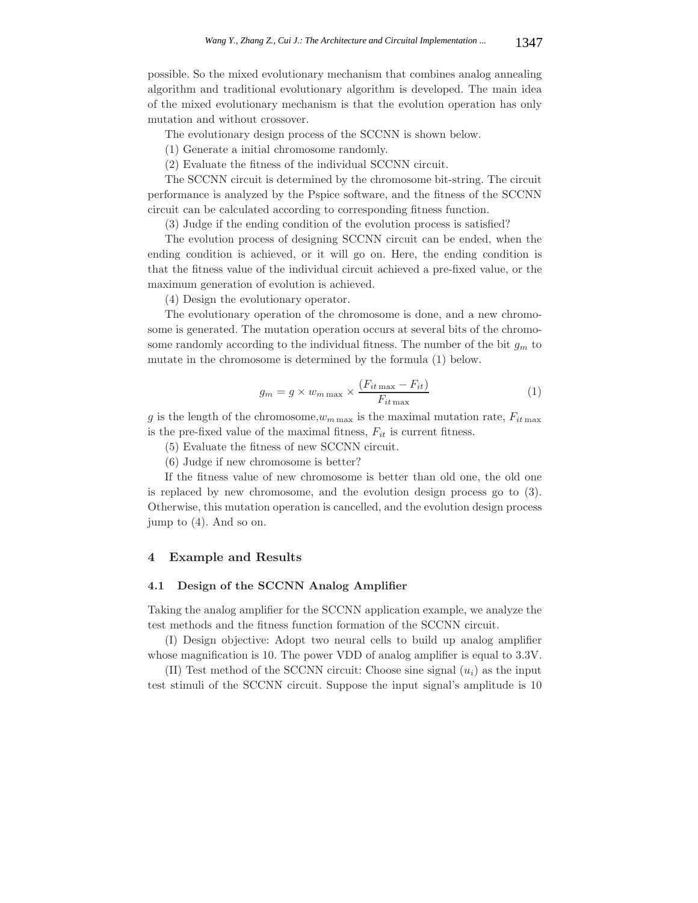possible. So the mixed evolutionary mechanism that combines analog annealing algorithm and traditional evolutionary algorithm is developed. The main idea of the mixed evolutionary mechanism is that the evolution operation has only mutation and without crossover.

The evolutionary design process of the SCCNN is shown below.

(1) Generate a initial chromosome randomly.

(2) Evaluate the fitness of the individual SCCNN circuit.

The SCCNN circuit is determined by the chromosome bit-string. The circuit performance is analyzed by the Pspice software, and the fitness of the SCCNN circuit can be calculated according to corresponding fitness function.

(3) Judge if the ending condition of the evolution process is satisfied?

The evolution process of designing SCCNN circuit can be ended, when the ending condition is achieved, or it will go on. Here, the ending condition is that the fitness value of the individual circuit achieved a pre-fixed value, or the maximum generation of evolution is achieved.

(4) Design the evolutionary operator.

The evolutionary operation of the chromosome is done, and a new chromosome is generated. The mutation operation occurs at several bits of the chromosome randomly according to the individual fitness. The number of the bit $g_m$ to mutate in the chromosome is determined by the formula (1) below.

$$g_m = g \times w_{m\max} \times \frac{(F_{it\max} - F_{it})}{F_{it\max}} \tag{1}$$

$g$ is the length of the chromosome,$w_{m\max}$ is the maximal mutation rate, $F_{it\max}$ is the pre-fixed value of the maximal fitness, $F_{it}$ is current fitness.

(5) Evaluate the fitness of new SCCNN circuit.

(6) Judge if new chromosome is better?

If the fitness value of new chromosome is better than old one, the old one is replaced by new chromosome, and the evolution design process go to (3). Otherwise, this mutation operation is cancelled, and the evolution design process jump to (4). And so on.

## 4 Example and Results

### 4.1 Design of the SCCNN Analog Amplifier

Taking the analog amplifier for the SCCNN application example, we analyze the test methods and the fitness function formation of the SCCNN circuit.

(I) Design objective: Adopt two neural cells to build up analog amplifier whose magnification is 10. The power VDD of analog amplifier is equal to 3.3V.

(II) Test method of the SCCNN circuit: Choose sine signal ($u_i$) as the input test stimuli of the SCCNN circuit. Suppose the input signal's amplitude is 10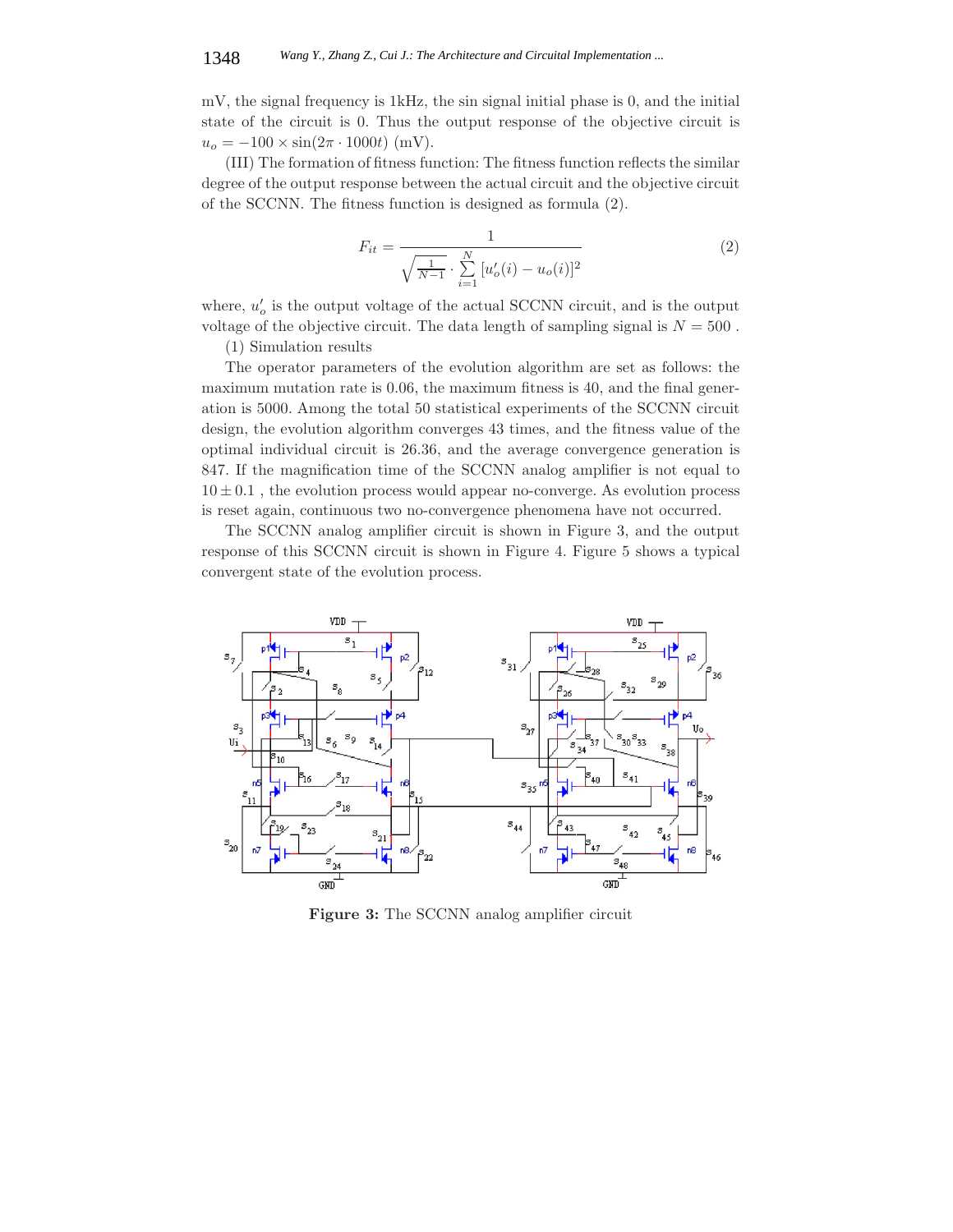mV, the signal frequency is 1kHz, the sin signal initial phase is 0, and the initial state of the circuit is 0. Thus the output response of the objective circuit is $u_o = -100 \times \sin(2\pi \cdot 1000t)$ (mV).

(III) The formation of fitness function: The fitness function reflects the similar degree of the output response between the actual circuit and the objective circuit of the SCCNN. The fitness function is designed as formula (2).

$$F_{it} = \frac{1}{\sqrt{\frac{1}{N-1} \cdot \sum_{i=1}^{N} [u_o'(i) - u_o(i)]^2}} \tag{2}$$

where, $u_o'$ is the output voltage of the actual SCCNN circuit, and is the output voltage of the objective circuit. The data length of sampling signal is $N = 500$ .

(1) Simulation results

The operator parameters of the evolution algorithm are set as follows: the maximum mutation rate is 0.06, the maximum fitness is 40, and the final generation is 5000. Among the total 50 statistical experiments of the SCCNN circuit design, the evolution algorithm converges 43 times, and the fitness value of the optimal individual circuit is 26.36, and the average convergence generation is 847. If the magnification time of the SCCNN analog amplifier is not equal to $10 \pm 0.1$ , the evolution process would appear no-converge. As evolution process is reset again, continuous two no-convergence phenomena have not occurred.

The SCCNN analog amplifier circuit is shown in Figure 3, and the output response of this SCCNN circuit is shown in Figure 4. Figure 5 shows a typical convergent state of the evolution process.

**Figure 3:** The SCCNN analog amplifier circuit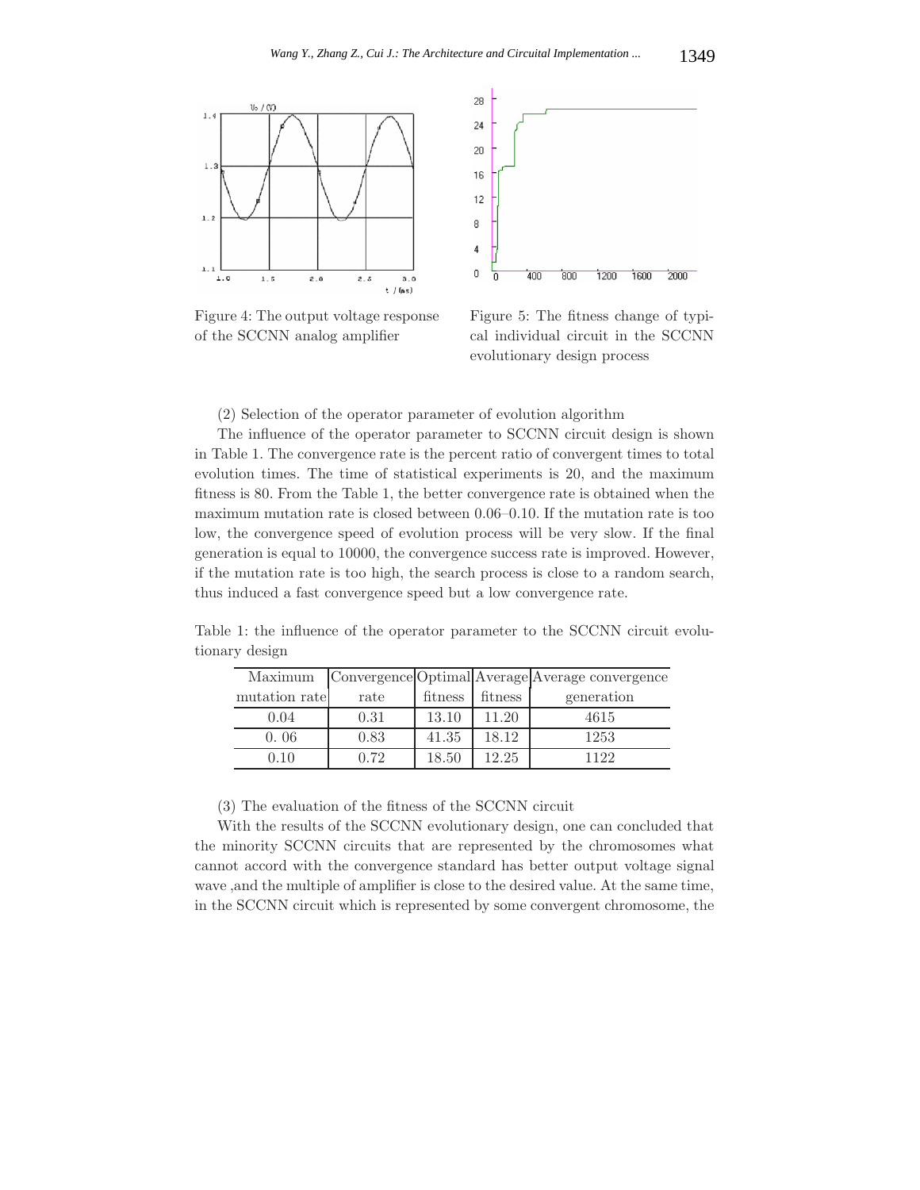Figure 4: The output voltage response of the SCCNN analog amplifier

Figure 5: The fitness change of typical individual circuit in the SCCNN evolutionary design process

(2) Selection of the operator parameter of evolution algorithm

The influence of the operator parameter to SCCNN circuit design is shown in Table 1. The convergence rate is the percent ratio of convergent times to total evolution times. The time of statistical experiments is 20, and the maximum fitness is 80. From the Table 1, the better convergence rate is obtained when the maximum mutation rate is closed between 0.06–0.10. If the mutation rate is too low, the convergence speed of evolution process will be very slow. If the final generation is equal to 10000, the convergence success rate is improved. However, if the mutation rate is too high, the search process is close to a random search, thus induced a fast convergence speed but a low convergence rate.

Table 1: the influence of the operator parameter to the SCCNN circuit evolutionary design

| Maximum mutation rate | Convergence rate | Optimal fitness | Average fitness | Average convergence generation |
|---|---|---|---|---|
| 0.04 | 0.31 | 13.10 | 11.20 | 4615 |
| 0. 06 | 0.83 | 41.35 | 18.12 | 1253 |
| 0.10 | 0.72 | 18.50 | 12.25 | 1122 |

(3) The evaluation of the fitness of the SCCNN circuit

With the results of the SCCNN evolutionary design, one can concluded that the minority SCCNN circuits that are represented by the chromosomes what cannot accord with the convergence standard has better output voltage signal wave ,and the multiple of amplifier is close to the desired value. At the same time, in the SCCNN circuit which is represented by some convergent chromosome, the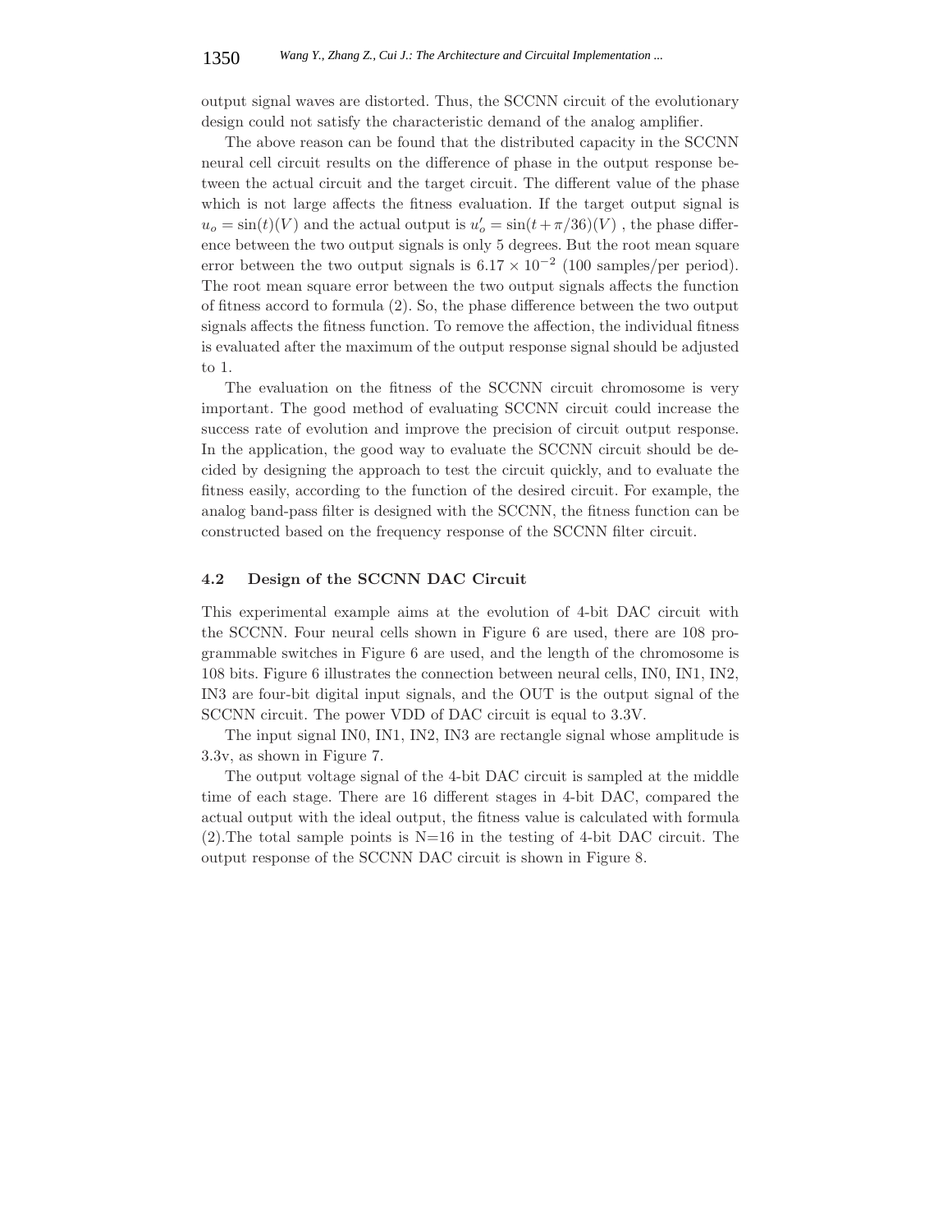output signal waves are distorted. Thus, the SCCNN circuit of the evolutionary design could not satisfy the characteristic demand of the analog amplifier.

The above reason can be found that the distributed capacity in the SCCNN neural cell circuit results on the difference of phase in the output response between the actual circuit and the target circuit. The different value of the phase which is not large affects the fitness evaluation. If the target output signal is $u_o = \sin(t)(V)$ and the actual output is $u_o' = \sin(t + \pi/36)(V)$ , the phase difference between the two output signals is only 5 degrees. But the root mean square error between the two output signals is $6.17 \times 10^{-2}$ (100 samples/per period). The root mean square error between the two output signals affects the function of fitness accord to formula (2). So, the phase difference between the two output signals affects the fitness function. To remove the affection, the individual fitness is evaluated after the maximum of the output response signal should be adjusted to 1.

The evaluation on the fitness of the SCCNN circuit chromosome is very important. The good method of evaluating SCCNN circuit could increase the success rate of evolution and improve the precision of circuit output response. In the application, the good way to evaluate the SCCNN circuit should be decided by designing the approach to test the circuit quickly, and to evaluate the fitness easily, according to the function of the desired circuit. For example, the analog band-pass filter is designed with the SCCNN, the fitness function can be constructed based on the frequency response of the SCCNN filter circuit.

### 4.2 Design of the SCCNN DAC Circuit

This experimental example aims at the evolution of 4-bit DAC circuit with the SCCNN. Four neural cells shown in Figure 6 are used, there are 108 programmable switches in Figure 6 are used, and the length of the chromosome is 108 bits. Figure 6 illustrates the connection between neural cells, IN0, IN1, IN2, IN3 are four-bit digital input signals, and the OUT is the output signal of the SCCNN circuit. The power VDD of DAC circuit is equal to 3.3V.

The input signal IN0, IN1, IN2, IN3 are rectangle signal whose amplitude is 3.3v, as shown in Figure 7.

The output voltage signal of the 4-bit DAC circuit is sampled at the middle time of each stage. There are 16 different stages in 4-bit DAC, compared the actual output with the ideal output, the fitness value is calculated with formula (2).The total sample points is N=16 in the testing of 4-bit DAC circuit. The output response of the SCCNN DAC circuit is shown in Figure 8.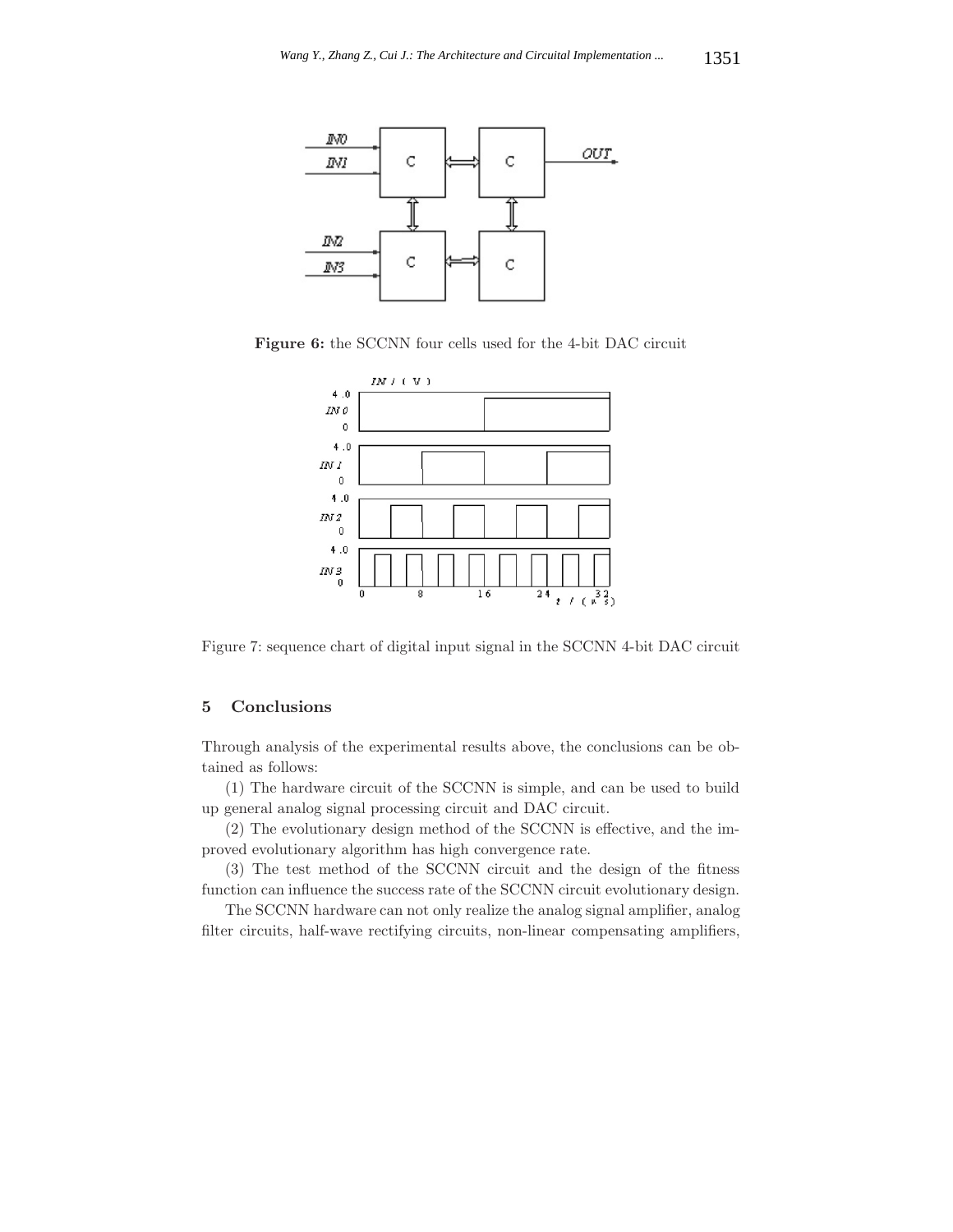**Figure 6:** the SCCNN four cells used for the 4-bit DAC circuit

Figure 7: sequence chart of digital input signal in the SCCNN 4-bit DAC circuit

## 5 Conclusions

Through analysis of the experimental results above, the conclusions can be obtained as follows:

(1) The hardware circuit of the SCCNN is simple, and can be used to build up general analog signal processing circuit and DAC circuit.

(2) The evolutionary design method of the SCCNN is effective, and the improved evolutionary algorithm has high convergence rate.

(3) The test method of the SCCNN circuit and the design of the fitness function can influence the success rate of the SCCNN circuit evolutionary design.

The SCCNN hardware can not only realize the analog signal amplifier, analog filter circuits, half-wave rectifying circuits, non-linear compensating amplifiers,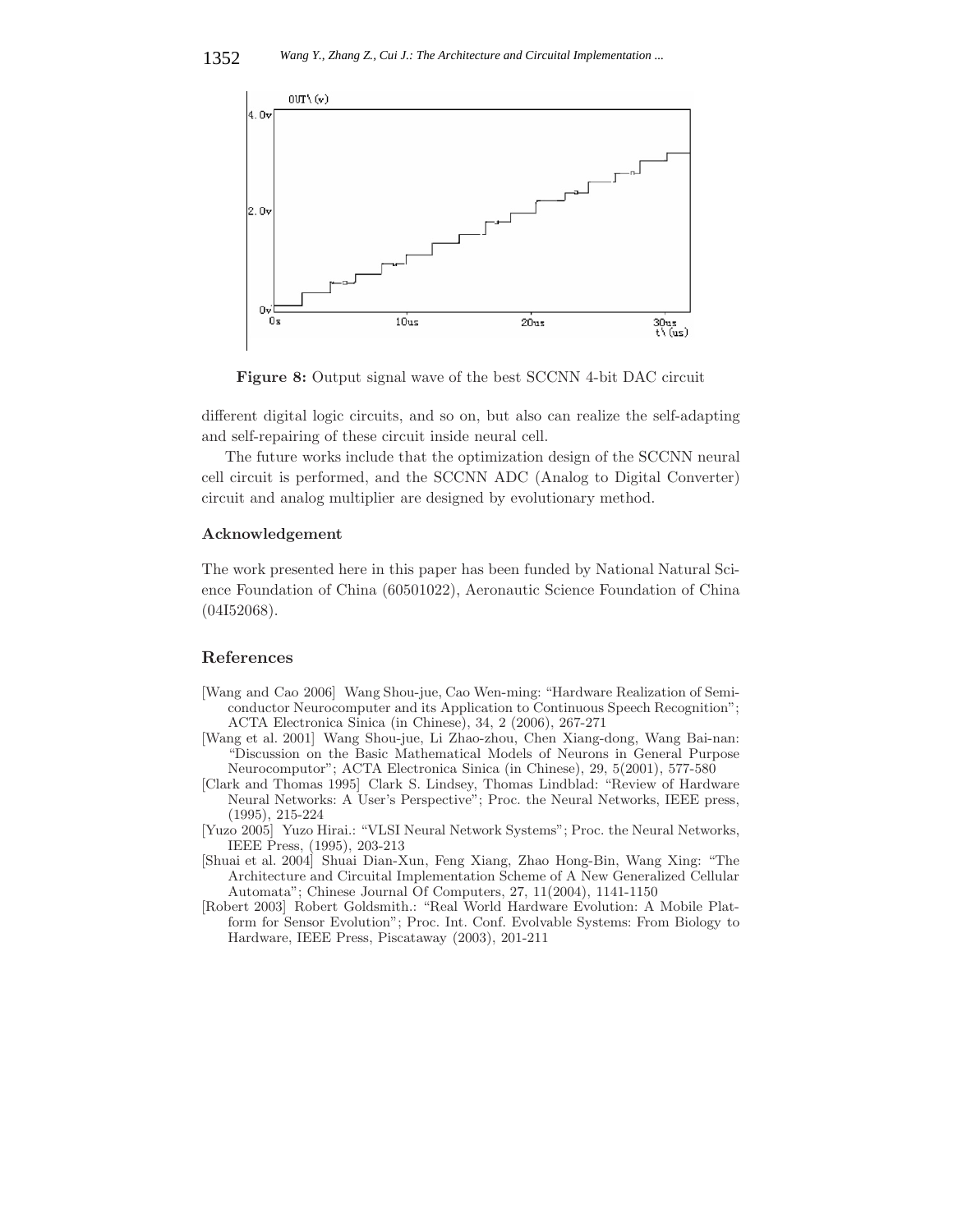**Figure 8:** Output signal wave of the best SCCNN 4-bit DAC circuit

different digital logic circuits, and so on, but also can realize the self-adapting and self-repairing of these circuit inside neural cell.

The future works include that the optimization design of the SCCNN neural cell circuit is performed, and the SCCNN ADC (Analog to Digital Converter) circuit and analog multiplier are designed by evolutionary method.

### Acknowledgement

The work presented here in this paper has been funded by National Natural Science Foundation of China (60501022), Aeronautic Science Foundation of China (04I52068).

## References

[Wang and Cao 2006] Wang Shou-jue, Cao Wen-ming: "Hardware Realization of Semiconductor Neurocomputer and its Application to Continuous Speech Recognition"; ACTA Electronica Sinica (in Chinese), 34, 2 (2006), 267-271

[Wang et al. 2001] Wang Shou-jue, Li Zhao-zhou, Chen Xiang-dong, Wang Bai-nan: "Discussion on the Basic Mathematical Models of Neurons in General Purpose Neurocomputor"; ACTA Electronica Sinica (in Chinese), 29, 5(2001), 577-580

[Clark and Thomas 1995] Clark S. Lindsey, Thomas Lindblad: "Review of Hardware Neural Networks: A User's Perspective"; Proc. the Neural Networks, IEEE press, (1995), 215-224

[Yuzo 2005] Yuzo Hirai.: "VLSI Neural Network Systems"; Proc. the Neural Networks, IEEE Press, (1995), 203-213

[Shuai et al. 2004] Shuai Dian-Xun, Feng Xiang, Zhao Hong-Bin, Wang Xing: "The Architecture and Circuital Implementation Scheme of A New Generalized Cellular Automata"; Chinese Journal Of Computers, 27, 11(2004), 1141-1150

[Robert 2003] Robert Goldsmith.: "Real World Hardware Evolution: A Mobile Platform for Sensor Evolution"; Proc. Int. Conf. Evolvable Systems: From Biology to Hardware, IEEE Press, Piscataway (2003), 201-211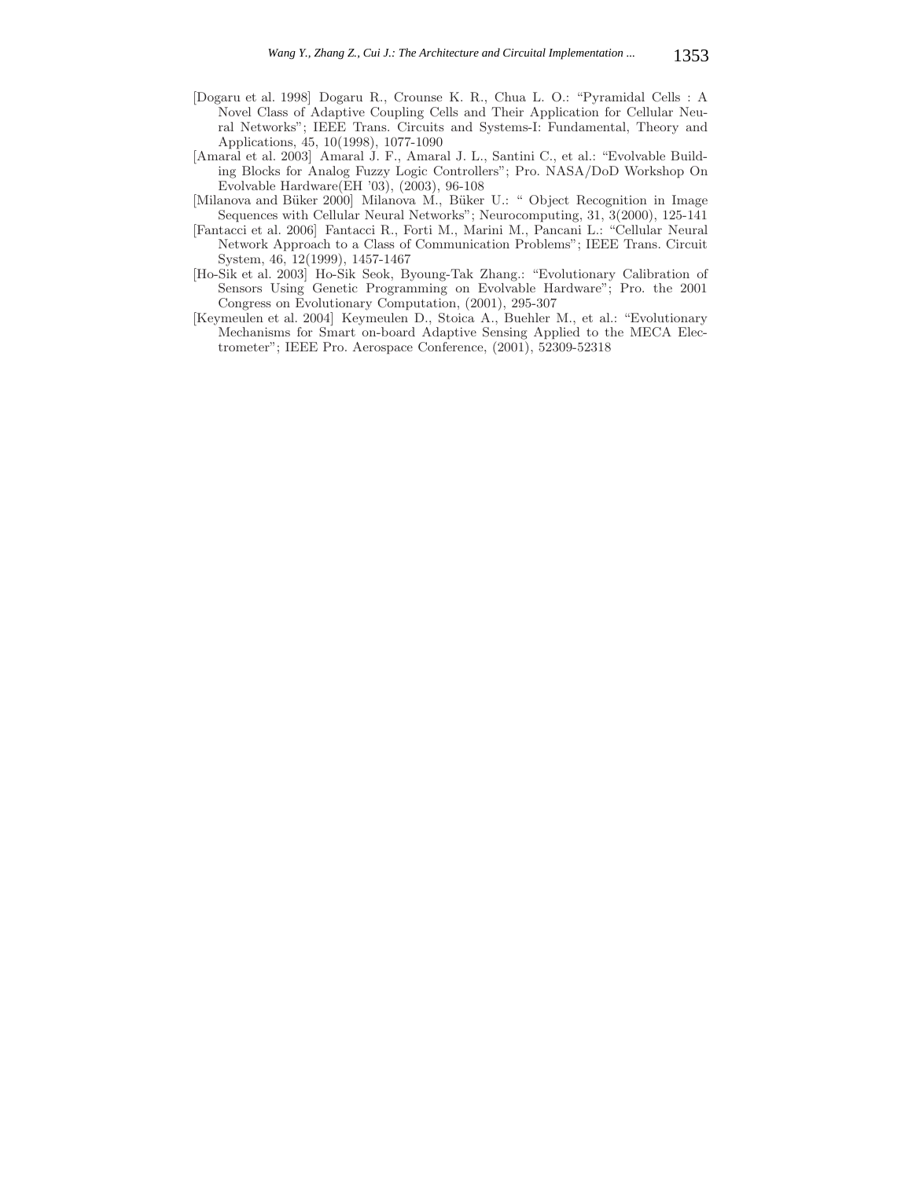[Dogaru et al. 1998] Dogaru R., Crounse K. R., Chua L. O.: "Pyramidal Cells : A Novel Class of Adaptive Coupling Cells and Their Application for Cellular Neural Networks"; IEEE Trans. Circuits and Systems-I: Fundamental, Theory and Applications, 45, 10(1998), 1077-1090

[Amaral et al. 2003] Amaral J. F., Amaral J. L., Santini C., et al.: "Evolvable Building Blocks for Analog Fuzzy Logic Controllers"; Pro. NASA/DoD Workshop On Evolvable Hardware(EH '03), (2003), 96-108

[Milanova and Büker 2000] Milanova M., Büker U.: " Object Recognition in Image Sequences with Cellular Neural Networks"; Neurocomputing, 31, 3(2000), 125-141

[Fantacci et al. 2006] Fantacci R., Forti M., Marini M., Pancani L.: "Cellular Neural Network Approach to a Class of Communication Problems"; IEEE Trans. Circuit System, 46, 12(1999), 1457-1467

[Ho-Sik et al. 2003] Ho-Sik Seok, Byoung-Tak Zhang.: "Evolutionary Calibration of Sensors Using Genetic Programming on Evolvable Hardware"; Pro. the 2001 Congress on Evolutionary Computation, (2001), 295-307

[Keymeulen et al. 2004] Keymeulen D., Stoica A., Buehler M., et al.: "Evolutionary Mechanisms for Smart on-board Adaptive Sensing Applied to the MECA Electrometer"; IEEE Pro. Aerospace Conference, (2001), 52309-52318